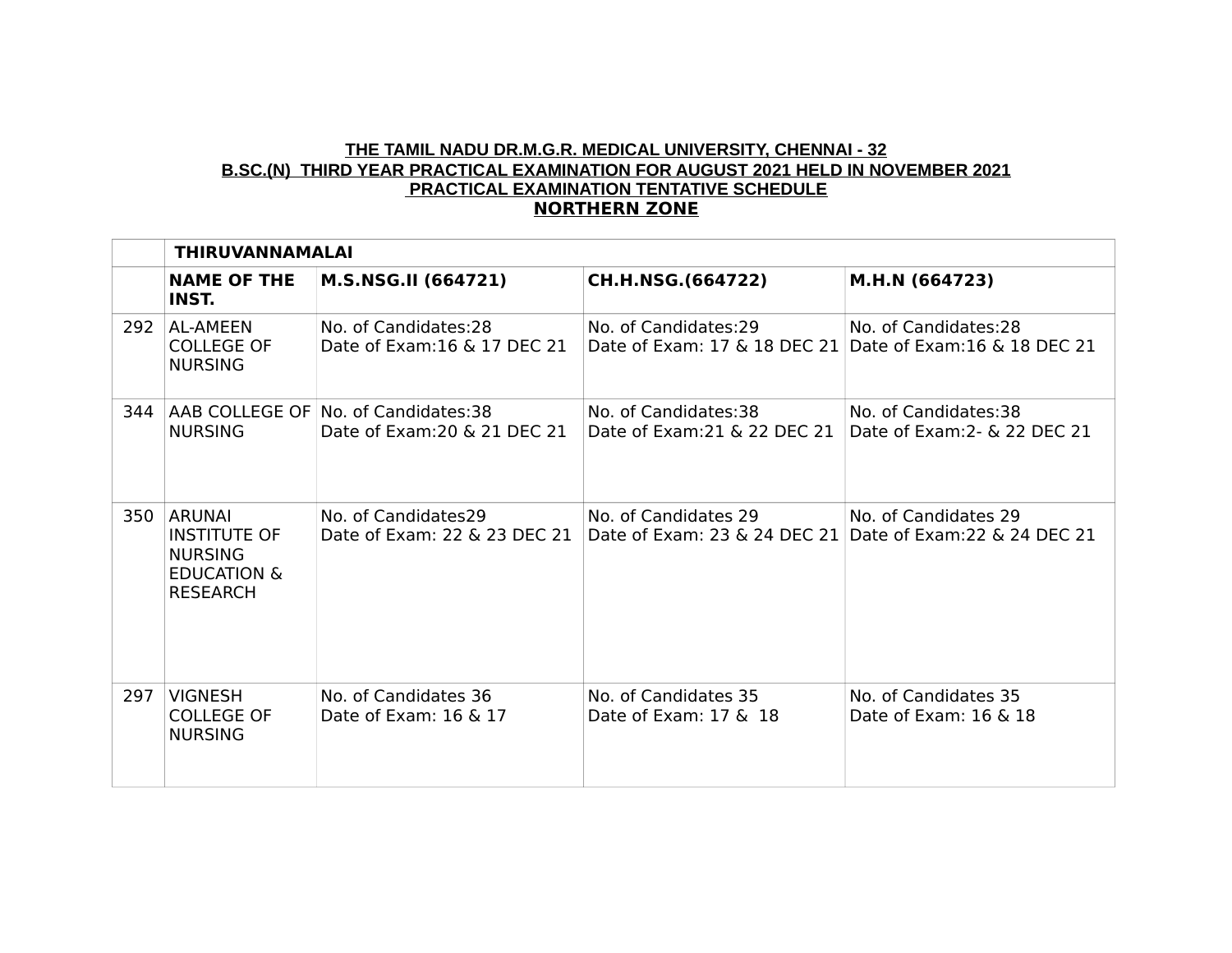**THE TAMIL NADU DR.M.G.R. MEDICAL UNIVERSITY, CHENNAI - 32**
**B.SC.(N) THIRD YEAR PRACTICAL EXAMINATION FOR AUGUST 2021 HELD IN NOVEMBER 2021**
**PRACTICAL EXAMINATION TENTATIVE SCHEDULE**
**NORTHERN ZONE**

| | **THIRUVANNAMALAI** | | | |
|---|---|---|---|---|
| | **NAME OF THE INST.** | **M.S.NSG.II (664721)** | **CH.H.NSG.(664722)** | **M.H.N (664723)** |
| 292 | AL-AMEEN COLLEGE OF NURSING | No. of Candidates:28<br>Date of Exam:16 & 17 DEC 21 | No. of Candidates:29<br>Date of Exam: 17 & 18 DEC 21 | No. of Candidates:28<br>Date of Exam:16 & 18 DEC 21 |
| 344 | AAB COLLEGE OF NURSING | No. of Candidates:38<br>Date of Exam:20 & 21 DEC 21 | No. of Candidates:38<br>Date of Exam:21 & 22 DEC 21 | No. of Candidates:38<br>Date of Exam:2- & 22 DEC 21 |
| 350 | ARUNAI INSTITUTE OF NURSING EDUCATION & RESEARCH | No. of Candidates29<br>Date of Exam: 22 & 23 DEC 21 | No. of Candidates 29<br>Date of Exam: 23 & 24 DEC 21 | No. of Candidates 29<br>Date of Exam:22 & 24 DEC 21 |
| 297 | VIGNESH COLLEGE OF NURSING | No. of Candidates 36<br>Date of Exam: 16 & 17 | No. of Candidates 35<br>Date of Exam: 17 & 18 | No. of Candidates 35<br>Date of Exam: 16 & 18 |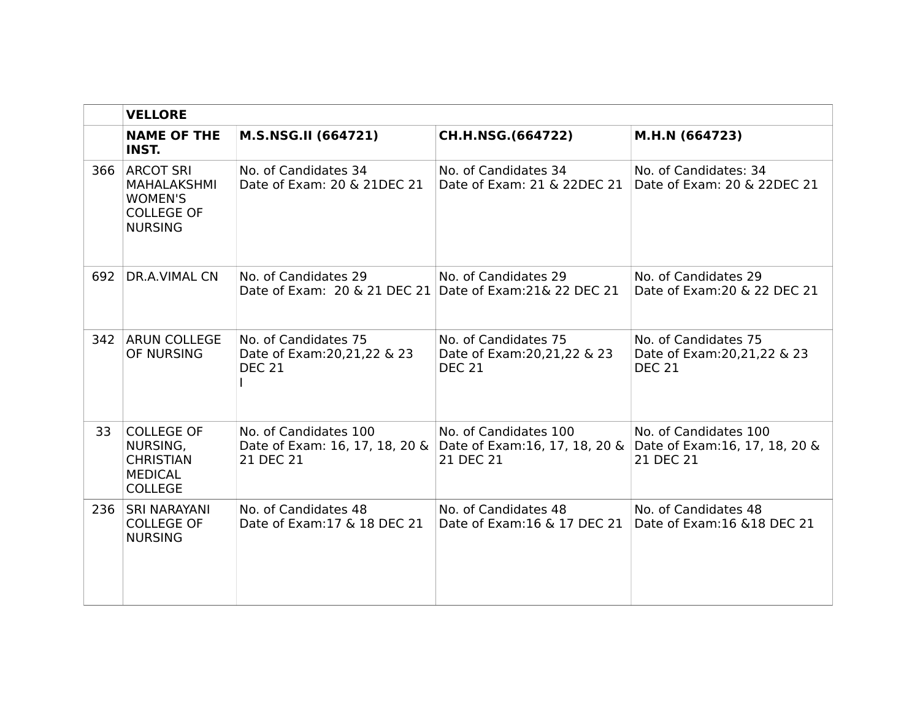|  | **VELLORE** |  |  |  |
|---|---|---|---|---|
|  | **NAME OF THE INST.** | **M.S.NSG.II (664721)** | **CH.H.NSG.(664722)** | **M.H.N (664723)** |
| 366 | ARCOT SRI MAHALAKSHMI WOMEN'S COLLEGE OF NURSING | No. of Candidates 34<br>Date of Exam: 20 & 21DEC 21 | No. of Candidates 34<br>Date of Exam: 21 & 22DEC 21 | No. of Candidates: 34<br>Date of Exam: 20 & 22DEC 21 |
| 692 | DR.A.VIMAL CN | No. of Candidates 29<br>Date of Exam: 20 & 21 DEC 21 | No. of Candidates 29<br>Date of Exam:21& 22 DEC 21 | No. of Candidates 29<br>Date of Exam:20 & 22 DEC 21 |
| 342 | ARUN COLLEGE OF NURSING | No. of Candidates 75<br>Date of Exam:20,21,22 & 23 DEC 21<br>I | No. of Candidates 75<br>Date of Exam:20,21,22 & 23 DEC 21 | No. of Candidates 75<br>Date of Exam:20,21,22 & 23 DEC 21 |
| 33 | COLLEGE OF NURSING, CHRISTIAN MEDICAL COLLEGE | No. of Candidates 100<br>Date of Exam: 16, 17, 18, 20 & 21 DEC 21 | No. of Candidates 100<br>Date of Exam:16, 17, 18, 20 & 21 DEC 21 | No. of Candidates 100<br>Date of Exam:16, 17, 18, 20 & 21 DEC 21 |
| 236 | SRI NARAYANI COLLEGE OF NURSING | No. of Candidates 48<br>Date of Exam:17 & 18 DEC 21 | No. of Candidates 48<br>Date of Exam:16 & 17 DEC 21 | No. of Candidates 48<br>Date of Exam:16 &18 DEC 21 |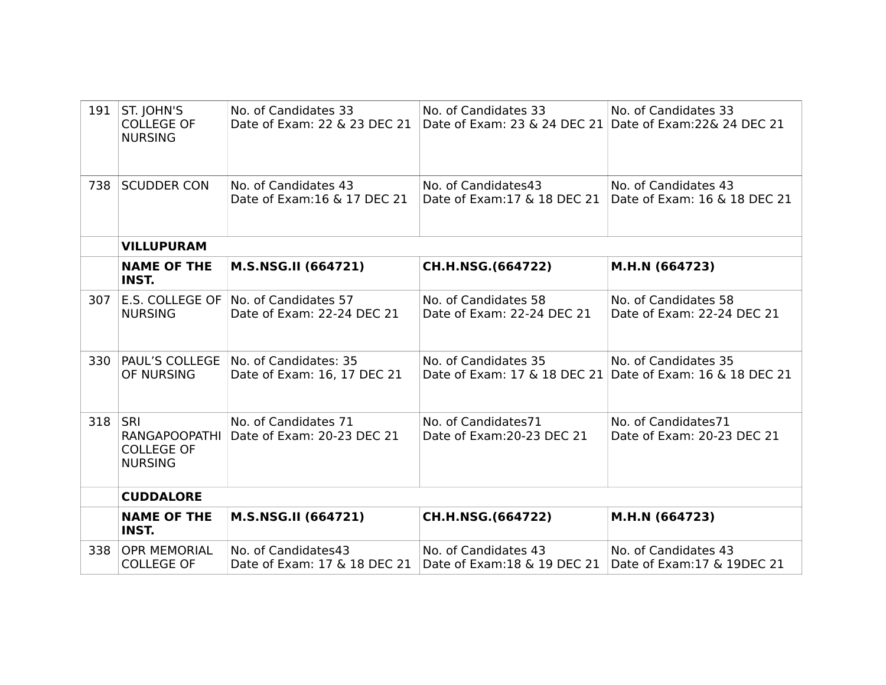| | | | | |
|---|---|---|---|---|
| 191 | ST. JOHN'S COLLEGE OF NURSING | No. of Candidates 33<br>Date of Exam: 22 & 23 DEC 21 | No. of Candidates 33<br>Date of Exam: 23 & 24 DEC 21 | No. of Candidates 33<br>Date of Exam:22& 24 DEC 21 |
| 738 | SCUDDER CON | No. of Candidates 43<br>Date of Exam:16 & 17 DEC 21 | No. of Candidates43<br>Date of Exam:17 & 18 DEC 21 | No. of Candidates 43<br>Date of Exam: 16 & 18 DEC 21 |
| | **VILLUPURAM** | | | |
| | **NAME OF THE INST.** | **M.S.NSG.II (664721)** | **CH.H.NSG.(664722)** | **M.H.N (664723)** |
| 307 | E.S. COLLEGE OF NURSING | No. of Candidates 57<br>Date of Exam: 22-24 DEC 21 | No. of Candidates 58<br>Date of Exam: 22-24 DEC 21 | No. of Candidates 58<br>Date of Exam: 22-24 DEC 21 |
| 330 | PAUL'S COLLEGE OF NURSING | No. of Candidates: 35<br>Date of Exam: 16, 17 DEC 21 | No. of Candidates 35<br>Date of Exam: 17 & 18 DEC 21 | No. of Candidates 35<br>Date of Exam: 16 & 18 DEC 21 |
| 318 | SRI RANGAPOOPATHI COLLEGE OF NURSING | No. of Candidates 71<br>Date of Exam: 20-23 DEC 21 | No. of Candidates71<br>Date of Exam:20-23 DEC 21 | No. of Candidates71<br>Date of Exam: 20-23 DEC 21 |
| | **CUDDALORE** | | | |
| | **NAME OF THE INST.** | **M.S.NSG.II (664721)** | **CH.H.NSG.(664722)** | **M.H.N (664723)** |
| 338 | OPR MEMORIAL COLLEGE OF | No. of Candidates43<br>Date of Exam: 17 & 18 DEC 21 | No. of Candidates 43<br>Date of Exam:18 & 19 DEC 21 | No. of Candidates 43<br>Date of Exam:17 & 19DEC 21 |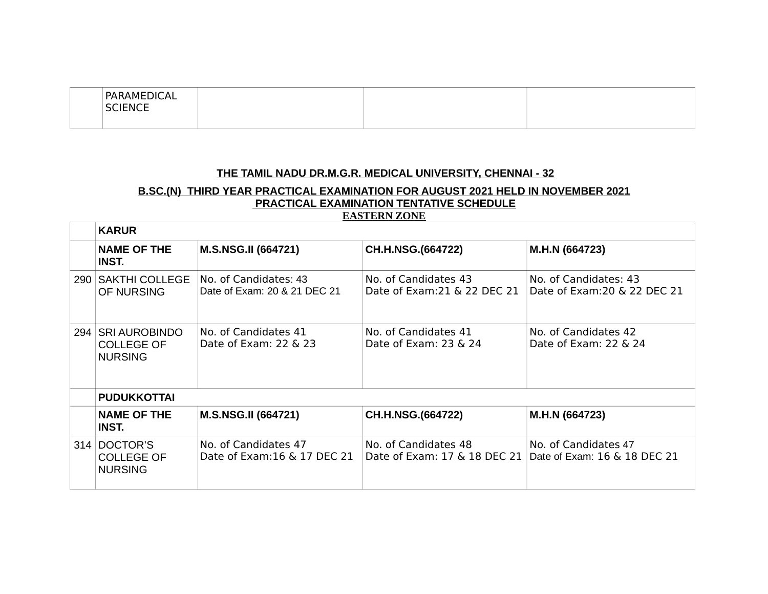| | PARAMEDICAL SCIENCE | | | |
|---|---|---|---|---|

**THE TAMIL NADU DR.M.G.R. MEDICAL UNIVERSITY, CHENNAI - 32**

**B.SC.(N) THIRD YEAR PRACTICAL EXAMINATION FOR AUGUST 2021 HELD IN NOVEMBER 2021**
**PRACTICAL EXAMINATION TENTATIVE SCHEDULE**
**EASTERN ZONE**

| | **KARUR** | | | |
|---|---|---|---|---|
| | **NAME OF THE INST.** | **M.S.NSG.II (664721)** | **CH.H.NSG.(664722)** | **M.H.N (664723)** |
| 290 | SAKTHI COLLEGE OF NURSING | No. of Candidates: 43<br>Date of Exam: 20 & 21 DEC 21 | No. of Candidates 43<br>Date of Exam:21 & 22 DEC 21 | No. of Candidates: 43<br>Date of Exam:20 & 22 DEC 21 |
| 294 | SRI AUROBINDO COLLEGE OF NURSING | No. of Candidates 41<br>Date of Exam: 22 & 23 | No. of Candidates 41<br>Date of Exam: 23 & 24 | No. of Candidates 42<br>Date of Exam: 22 & 24 |
| | **PUDUKKOTTAI** | | | |
| | **NAME OF THE INST.** | **M.S.NSG.II (664721)** | **CH.H.NSG.(664722)** | **M.H.N (664723)** |
| 314 | DOCTOR'S COLLEGE OF NURSING | No. of Candidates 47<br>Date of Exam:16 & 17 DEC 21 | No. of Candidates 48<br>Date of Exam: 17 & 18 DEC 21 | No. of Candidates 47<br>Date of Exam: 16 & 18 DEC 21 |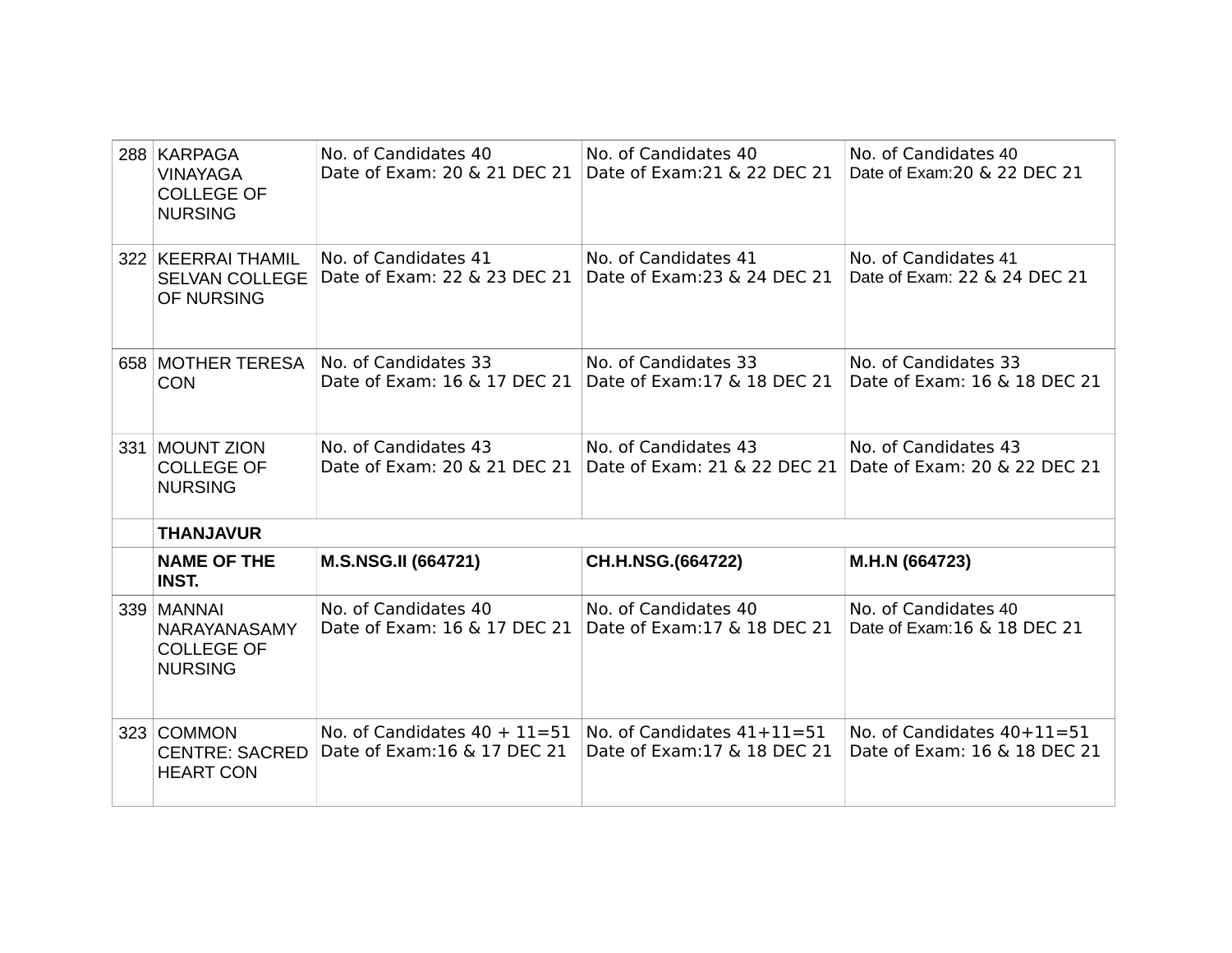| | | | | |
|---|---|---|---|---|
| 288 | KARPAGA VINAYAGA COLLEGE OF NURSING | No. of Candidates 40<br>Date of Exam: 20 & 21 DEC 21 | No. of Candidates 40<br>Date of Exam:21 & 22 DEC 21 | No. of Candidates 40<br>Date of Exam:20 & 22 DEC 21 |
| 322 | KEERRAI THAMIL SELVAN COLLEGE OF NURSING | No. of Candidates 41<br>Date of Exam: 22 & 23 DEC 21 | No. of Candidates 41<br>Date of Exam:23 & 24 DEC 21 | No. of Candidates 41<br>Date of Exam: 22 & 24 DEC 21 |
| 658 | MOTHER TERESA CON | No. of Candidates 33<br>Date of Exam: 16 & 17 DEC 21 | No. of Candidates 33<br>Date of Exam:17 & 18 DEC 21 | No. of Candidates 33<br>Date of Exam: 16 & 18 DEC 21 |
| 331 | MOUNT ZION COLLEGE OF NURSING | No. of Candidates 43<br>Date of Exam: 20 & 21 DEC 21 | No. of Candidates 43<br>Date of Exam: 21 & 22 DEC 21 | No. of Candidates 43<br>Date of Exam: 20 & 22 DEC 21 |
| | **THANJAVUR** | | | |
| | **NAME OF THE INST.** | **M.S.NSG.II (664721)** | **CH.H.NSG.(664722)** | **M.H.N (664723)** |
| 339 | MANNAI NARAYANASAMY COLLEGE OF NURSING | No. of Candidates 40<br>Date of Exam: 16 & 17 DEC 21 | No. of Candidates 40<br>Date of Exam:17 & 18 DEC 21 | No. of Candidates 40<br>Date of Exam:16 & 18 DEC 21 |
| 323 | COMMON CENTRE: SACRED HEART CON | No. of Candidates 40 + 11=51<br>Date of Exam:16 & 17 DEC 21 | No. of Candidates 41+11=51<br>Date of Exam:17 & 18 DEC 21 | No. of Candidates 40+11=51<br>Date of Exam: 16 & 18 DEC 21 |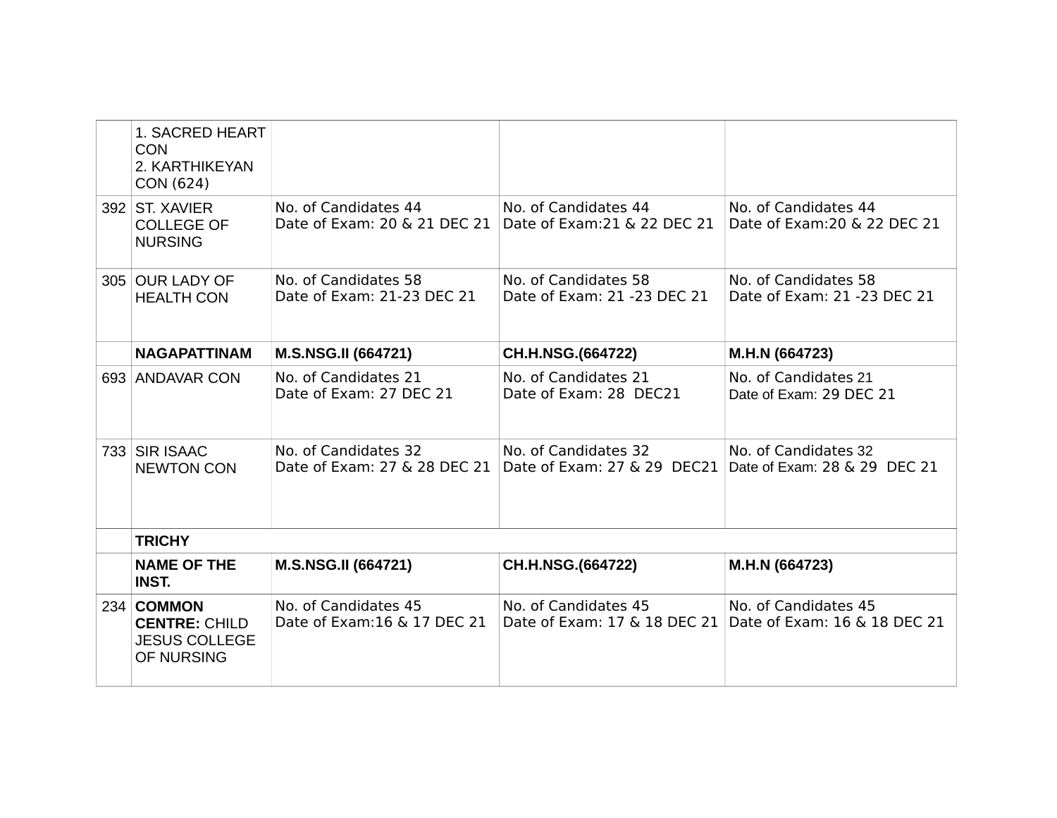| | | | | |
|---|---|---|---|---|
| | 1. SACRED HEART CON<br>2. KARTHIKEYAN CON (624) | | | |
| 392 | ST. XAVIER COLLEGE OF NURSING | No. of Candidates 44<br>Date of Exam: 20 & 21 DEC 21 | No. of Candidates 44<br>Date of Exam:21 & 22 DEC 21 | No. of Candidates 44<br>Date of Exam:20 & 22 DEC 21 |
| 305 | OUR LADY OF HEALTH CON | No. of Candidates 58<br>Date of Exam: 21-23 DEC 21 | No. of Candidates 58<br>Date of Exam: 21 -23 DEC 21 | No. of Candidates 58<br>Date of Exam: 21 -23 DEC 21 |
| | **NAGAPATTINAM** | **M.S.NSG.II (664721)** | **CH.H.NSG.(664722)** | **M.H.N (664723)** |
| 693 | ANDAVAR CON | No. of Candidates 21<br>Date of Exam: 27 DEC 21 | No. of Candidates 21<br>Date of Exam: 28 DEC21 | No. of Candidates 21<br>Date of Exam: 29 DEC 21 |
| 733 | SIR ISAAC NEWTON CON | No. of Candidates 32<br>Date of Exam: 27 & 28 DEC 21 | No. of Candidates 32<br>Date of Exam: 27 & 29 DEC21 | No. of Candidates 32<br>Date of Exam: 28 & 29 DEC 21 |
| | **TRICHY** | | | |
| | **NAME OF THE INST.** | **M.S.NSG.II (664721)** | **CH.H.NSG.(664722)** | **M.H.N (664723)** |
| 234 | **COMMON CENTRE:** CHILD JESUS COLLEGE OF NURSING | No. of Candidates 45<br>Date of Exam:16 & 17 DEC 21 | No. of Candidates 45<br>Date of Exam: 17 & 18 DEC 21 | No. of Candidates 45<br>Date of Exam: 16 & 18 DEC 21 |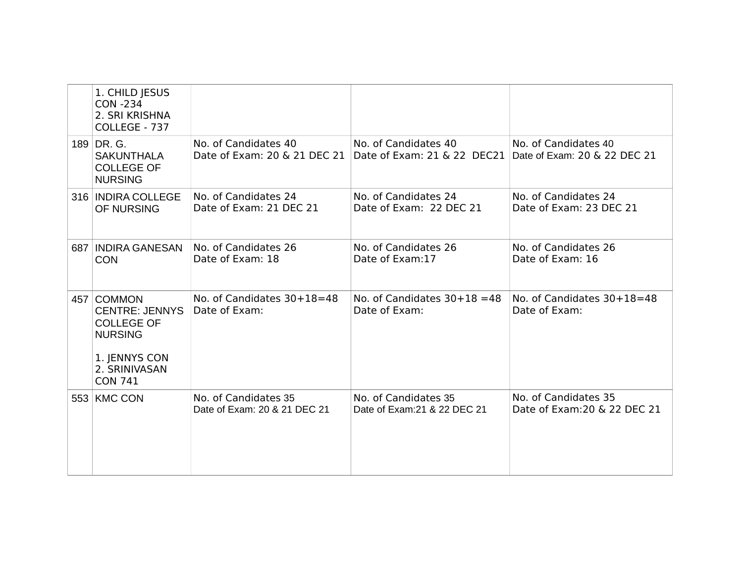| | | | | |
|---|---|---|---|---|
| | 1. CHILD JESUS CON -234<br>2. SRI KRISHNA COLLEGE - 737 | | | |
| 189 | DR. G. SAKUNTHALA COLLEGE OF NURSING | No. of Candidates 40<br>Date of Exam: 20 & 21 DEC 21 | No. of Candidates 40<br>Date of Exam: 21 & 22 DEC21 | No. of Candidates 40<br>Date of Exam: 20 & 22 DEC 21 |
| 316 | INDIRA COLLEGE OF NURSING | No. of Candidates 24<br>Date of Exam: 21 DEC 21 | No. of Candidates 24<br>Date of Exam: 22 DEC 21 | No. of Candidates 24<br>Date of Exam: 23 DEC 21 |
| 687 | INDIRA GANESAN CON | No. of Candidates 26<br>Date of Exam: 18 | No. of Candidates 26<br>Date of Exam:17 | No. of Candidates 26<br>Date of Exam: 16 |
| 457 | COMMON CENTRE: JENNYS COLLEGE OF NURSING<br><br>1. JENNYS CON<br>2. SRINIVASAN CON 741 | No. of Candidates 30+18=48<br>Date of Exam: | No. of Candidates 30+18 =48<br>Date of Exam: | No. of Candidates 30+18=48<br>Date of Exam: |
| 553 | KMC CON | No. of Candidates 35<br>Date of Exam: 20 & 21 DEC 21 | No. of Candidates 35<br>Date of Exam:21 & 22 DEC 21 | No. of Candidates 35<br>Date of Exam:20 & 22 DEC 21 |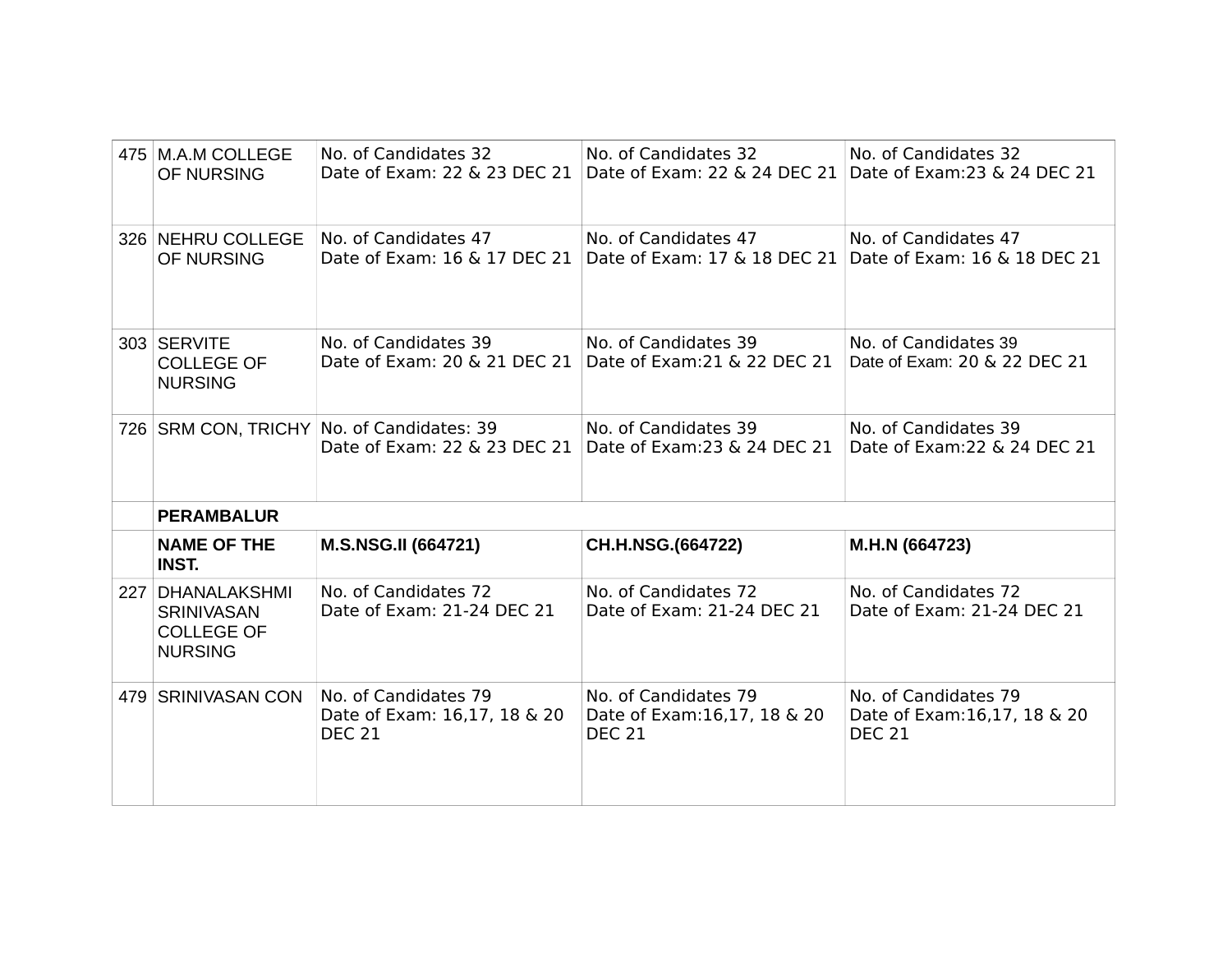| 475 | M.A.M COLLEGE OF NURSING | No. of Candidates 32<br>Date of Exam: 22 & 23 DEC 21 | No. of Candidates 32<br>Date of Exam: 22 & 24 DEC 21 | No. of Candidates 32<br>Date of Exam:23 & 24 DEC 21 |
|---|---|---|---|---|
| 326 | NEHRU COLLEGE OF NURSING | No. of Candidates 47<br>Date of Exam: 16 & 17 DEC 21 | No. of Candidates 47<br>Date of Exam: 17 & 18 DEC 21 | No. of Candidates 47<br>Date of Exam: 16 & 18 DEC 21 |
| 303 | SERVITE COLLEGE OF NURSING | No. of Candidates 39<br>Date of Exam: 20 & 21 DEC 21 | No. of Candidates 39<br>Date of Exam:21 & 22 DEC 21 | No. of Candidates 39<br>Date of Exam: 20 & 22 DEC 21 |
| 726 | SRM CON, TRICHY | No. of Candidates: 39<br>Date of Exam: 22 & 23 DEC 21 | No. of Candidates 39<br>Date of Exam:23 & 24 DEC 21 | No. of Candidates 39<br>Date of Exam:22 & 24 DEC 21 |
| | **PERAMBALUR** | | | |
| | **NAME OF THE INST.** | **M.S.NSG.II (664721)** | **CH.H.NSG.(664722)** | **M.H.N (664723)** |
| 227 | DHANALAKSHMI SRINIVASAN COLLEGE OF NURSING | No. of Candidates 72<br>Date of Exam: 21-24 DEC 21 | No. of Candidates 72<br>Date of Exam: 21-24 DEC 21 | No. of Candidates 72<br>Date of Exam: 21-24 DEC 21 |
| 479 | SRINIVASAN CON | No. of Candidates 79<br>Date of Exam: 16,17, 18 & 20 DEC 21 | No. of Candidates 79<br>Date of Exam:16,17, 18 & 20 DEC 21 | No. of Candidates 79<br>Date of Exam:16,17, 18 & 20 DEC 21 |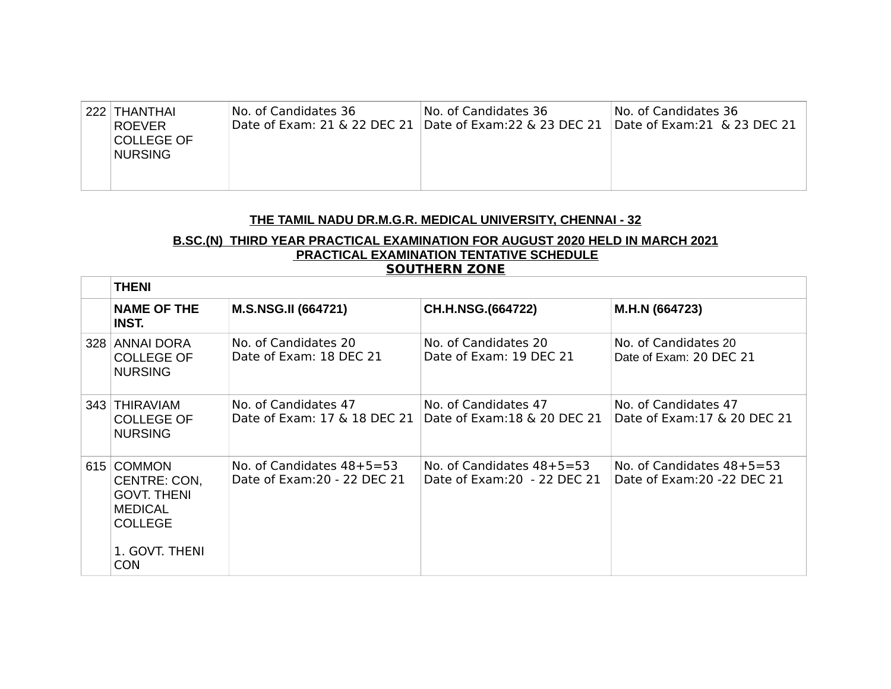| 222 | THANTHAI ROEVER COLLEGE OF NURSING | No. of Candidates 36<br>Date of Exam: 21 & 22 DEC 21 | No. of Candidates 36<br>Date of Exam:22 & 23 DEC 21 | No. of Candidates 36<br>Date of Exam:21 & 23 DEC 21 |
|---|---|---|---|---|

**THE TAMIL NADU DR.M.G.R. MEDICAL UNIVERSITY, CHENNAI - 32**

**B.SC.(N) THIRD YEAR PRACTICAL EXAMINATION FOR AUGUST 2020 HELD IN MARCH 2021**
**PRACTICAL EXAMINATION TENTATIVE SCHEDULE**
**SOUTHERN ZONE**

| | **THENI** | | | |
|---|---|---|---|---|
| | **NAME OF THE INST.** | **M.S.NSG.II (664721)** | **CH.H.NSG.(664722)** | **M.H.N (664723)** |
| 328 | ANNAI DORA COLLEGE OF NURSING | No. of Candidates 20<br>Date of Exam: 18 DEC 21 | No. of Candidates 20<br>Date of Exam: 19 DEC 21 | No. of Candidates 20<br>Date of Exam: 20 DEC 21 |
| 343 | THIRAVIAM COLLEGE OF NURSING | No. of Candidates 47<br>Date of Exam: 17 & 18 DEC 21 | No. of Candidates 47<br>Date of Exam:18 & 20 DEC 21 | No. of Candidates 47<br>Date of Exam:17 & 20 DEC 21 |
| 615 | COMMON CENTRE: CON, GOVT. THENI MEDICAL COLLEGE<br><br>1. GOVT. THENI CON | No. of Candidates 48+5=53<br>Date of Exam:20 - 22 DEC 21 | No. of Candidates 48+5=53<br>Date of Exam:20 - 22 DEC 21 | No. of Candidates 48+5=53<br>Date of Exam:20 -22 DEC 21 |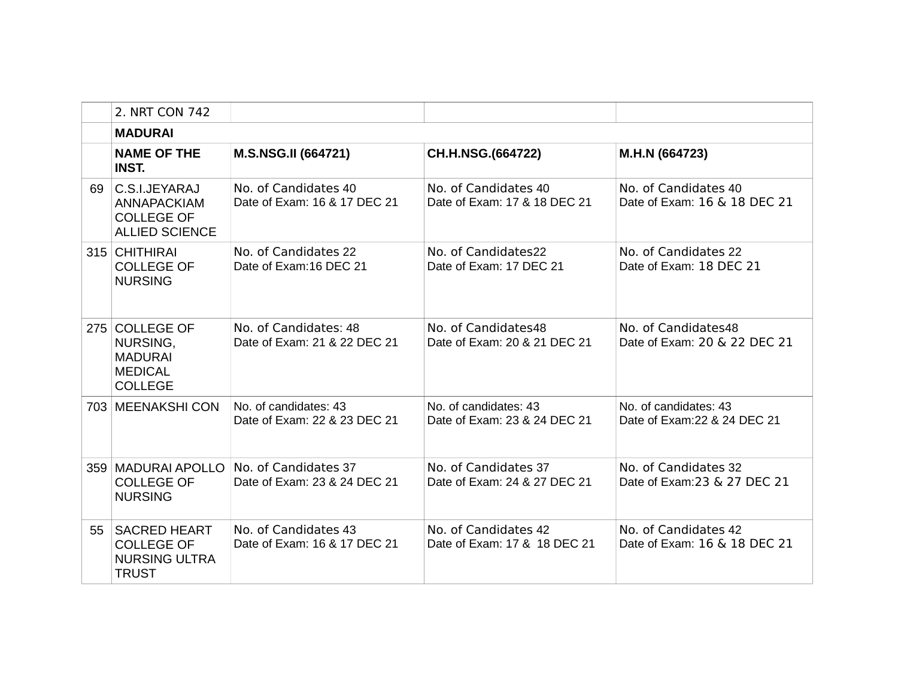| | 2. NRT CON 742 | | | |
|---|---|---|---|---|
| | **MADURAI** | | | |
| | **NAME OF THE INST.** | **M.S.NSG.II (664721)** | **CH.H.NSG.(664722)** | **M.H.N (664723)** |
| 69 | C.S.I.JEYARAJ ANNAPACKIAM COLLEGE OF ALLIED SCIENCE | No. of Candidates 40<br>Date of Exam: 16 & 17 DEC 21 | No. of Candidates 40<br>Date of Exam: 17 & 18 DEC 21 | No. of Candidates 40<br>Date of Exam: 16 & 18 DEC 21 |
| 315 | CHITHIRAI COLLEGE OF NURSING | No. of Candidates 22<br>Date of Exam:16 DEC 21 | No. of Candidates22<br>Date of Exam: 17 DEC 21 | No. of Candidates 22<br>Date of Exam: 18 DEC 21 |
| 275 | COLLEGE OF NURSING, MADURAI MEDICAL COLLEGE | No. of Candidates: 48<br>Date of Exam: 21 & 22 DEC 21 | No. of Candidates48<br>Date of Exam: 20 & 21 DEC 21 | No. of Candidates48<br>Date of Exam: 20 & 22 DEC 21 |
| 703 | MEENAKSHI CON | No. of candidates: 43<br>Date of Exam: 22 & 23 DEC 21 | No. of candidates: 43<br>Date of Exam: 23 & 24 DEC 21 | No. of candidates: 43<br>Date of Exam:22 & 24 DEC 21 |
| 359 | MADURAI APOLLO COLLEGE OF NURSING | No. of Candidates 37<br>Date of Exam: 23 & 24 DEC 21 | No. of Candidates 37<br>Date of Exam: 24 & 27 DEC 21 | No. of Candidates 32<br>Date of Exam:23 & 27 DEC 21 |
| 55 | SACRED HEART COLLEGE OF NURSING ULTRA TRUST | No. of Candidates 43<br>Date of Exam: 16 & 17 DEC 21 | No. of Candidates 42<br>Date of Exam: 17 & 18 DEC 21 | No. of Candidates 42<br>Date of Exam: 16 & 18 DEC 21 |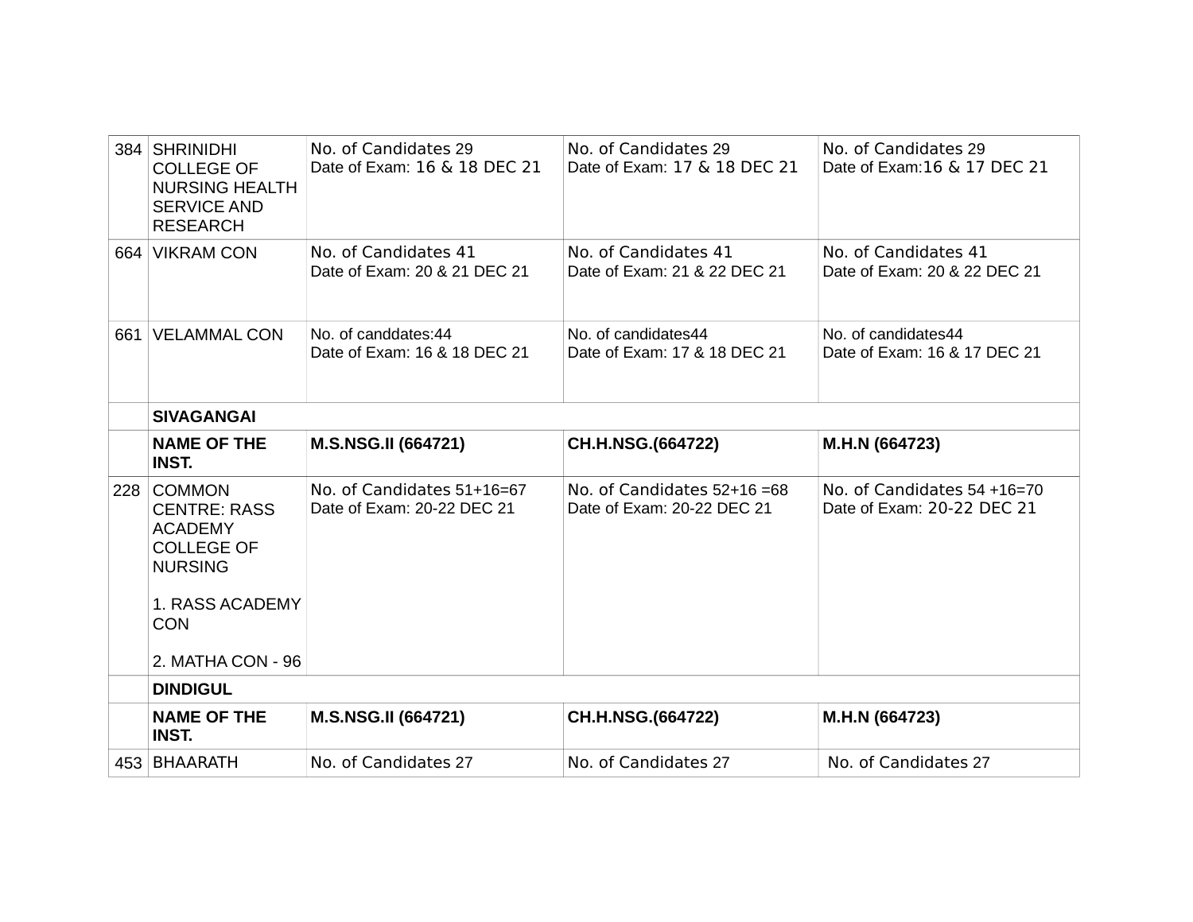| | | | | |
|---|---|---|---|---|
| 384 | SHRINIDHI COLLEGE OF NURSING HEALTH SERVICE AND RESEARCH | No. of Candidates 29<br>Date of Exam: 16 & 18 DEC 21 | No. of Candidates 29<br>Date of Exam: 17 & 18 DEC 21 | No. of Candidates 29<br>Date of Exam:16 & 17 DEC 21 |
| 664 | VIKRAM CON | No. of Candidates 41<br>Date of Exam: 20 & 21 DEC 21 | No. of Candidates 41<br>Date of Exam: 21 & 22 DEC 21 | No. of Candidates 41<br>Date of Exam: 20 & 22 DEC 21 |
| 661 | VELAMMAL CON | No. of canddates:44<br>Date of Exam: 16 & 18 DEC 21 | No. of candidates44<br>Date of Exam: 17 & 18 DEC 21 | No. of candidates44<br>Date of Exam: 16 & 17 DEC 21 |
| | **SIVAGANGAI** | | | |
| | **NAME OF THE INST.** | **M.S.NSG.II (664721)** | **CH.H.NSG.(664722)** | **M.H.N (664723)** |
| 228 | COMMON CENTRE: RASS ACADEMY COLLEGE OF NURSING<br><br>1. RASS ACADEMY CON<br><br>2. MATHA CON - 96 | No. of Candidates 51+16=67<br>Date of Exam: 20-22 DEC 21 | No. of Candidates 52+16 =68<br>Date of Exam: 20-22 DEC 21 | No. of Candidates 54 +16=70<br>Date of Exam: 20-22 DEC 21 |
| | **DINDIGUL** | | | |
| | **NAME OF THE INST.** | **M.S.NSG.II (664721)** | **CH.H.NSG.(664722)** | **M.H.N (664723)** |
| 453 | BHAARATH | No. of Candidates 27 | No. of Candidates 27 | No. of Candidates 27 |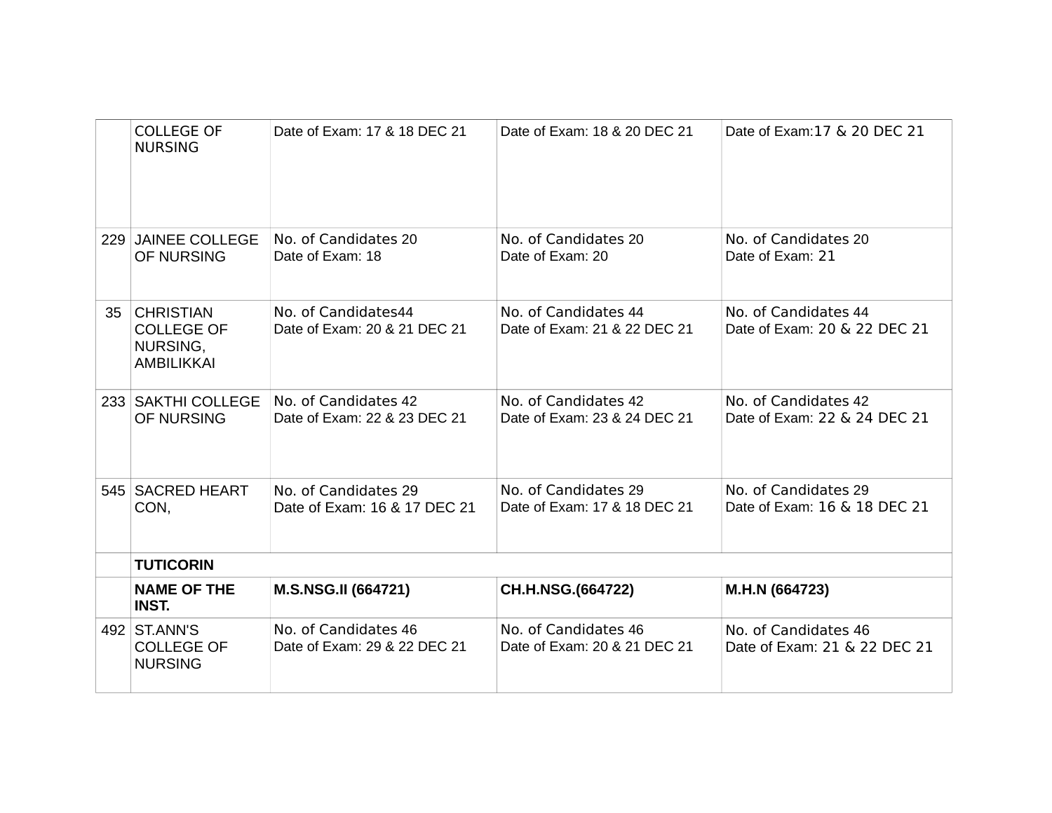| | | | | |
|---|---|---|---|---|
| | COLLEGE OF NURSING | Date of Exam: 17 & 18 DEC 21 | Date of Exam: 18 & 20 DEC 21 | Date of Exam:17 & 20 DEC 21 |
| 229 | JAINEE COLLEGE OF NURSING | No. of Candidates 20<br>Date of Exam: 18 | No. of Candidates 20<br>Date of Exam: 20 | No. of Candidates 20<br>Date of Exam: 21 |
| 35 | CHRISTIAN COLLEGE OF NURSING, AMBILIKKAI | No. of Candidates44<br>Date of Exam: 20 & 21 DEC 21 | No. of Candidates 44<br>Date of Exam: 21 & 22 DEC 21 | No. of Candidates 44<br>Date of Exam: 20 & 22 DEC 21 |
| 233 | SAKTHI COLLEGE OF NURSING | No. of Candidates 42<br>Date of Exam: 22 & 23 DEC 21 | No. of Candidates 42<br>Date of Exam: 23 & 24 DEC 21 | No. of Candidates 42<br>Date of Exam: 22 & 24 DEC 21 |
| 545 | SACRED HEART CON, | No. of Candidates 29<br>Date of Exam: 16 & 17 DEC 21 | No. of Candidates 29<br>Date of Exam: 17 & 18 DEC 21 | No. of Candidates 29<br>Date of Exam: 16 & 18 DEC 21 |
| | **TUTICORIN** | | | |
| | **NAME OF THE INST.** | **M.S.NSG.II (664721)** | **CH.H.NSG.(664722)** | **M.H.N (664723)** |
| 492 | ST.ANN'S COLLEGE OF NURSING | No. of Candidates 46<br>Date of Exam: 29 & 22 DEC 21 | No. of Candidates 46<br>Date of Exam: 20 & 21 DEC 21 | No. of Candidates 46<br>Date of Exam: 21 & 22 DEC 21 |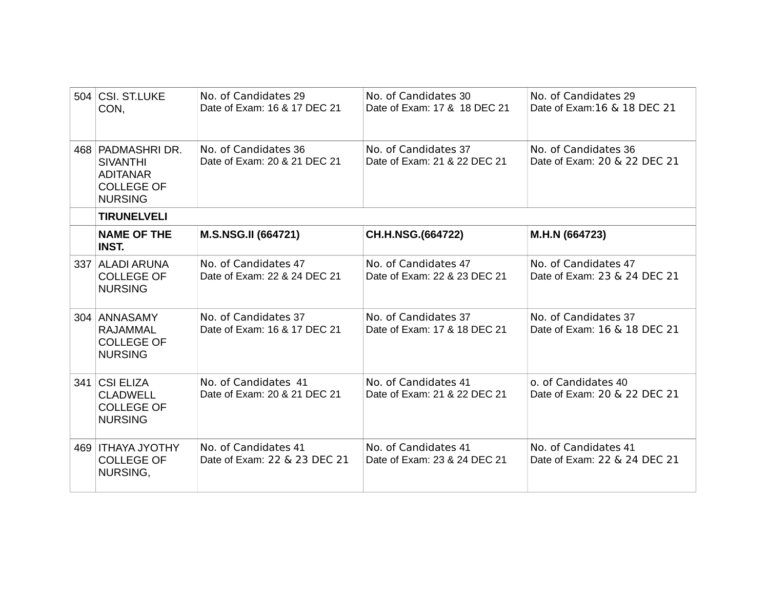| 504 | CSI. ST.LUKE CON, | No. of Candidates 29 Date of Exam: 16 & 17 DEC 21 | No. of Candidates 30 Date of Exam: 17 & 18 DEC 21 | No. of Candidates 29 Date of Exam:16 & 18 DEC 21 |
|---|---|---|---|---|
| 468 | PADMASHRI DR. SIVANTHI ADITANAR COLLEGE OF NURSING | No. of Candidates 36 Date of Exam: 20 & 21 DEC 21 | No. of Candidates 37 Date of Exam: 21 & 22 DEC 21 | No. of Candidates 36 Date of Exam: 20 & 22 DEC 21 |
| | **TIRUNELVELI** | | | |
| | **NAME OF THE INST.** | **M.S.NSG.II (664721)** | **CH.H.NSG.(664722)** | **M.H.N (664723)** |
| 337 | ALADI ARUNA COLLEGE OF NURSING | No. of Candidates 47 Date of Exam: 22 & 24 DEC 21 | No. of Candidates 47 Date of Exam: 22 & 23 DEC 21 | No. of Candidates 47 Date of Exam: 23 & 24 DEC 21 |
| 304 | ANNASAMY RAJAMMAL COLLEGE OF NURSING | No. of Candidates 37 Date of Exam: 16 & 17 DEC 21 | No. of Candidates 37 Date of Exam: 17 & 18 DEC 21 | No. of Candidates 37 Date of Exam: 16 & 18 DEC 21 |
| 341 | CSI ELIZA CLADWELL COLLEGE OF NURSING | No. of Candidates 41 Date of Exam: 20 & 21 DEC 21 | No. of Candidates 41 Date of Exam: 21 & 22 DEC 21 | o. of Candidates 40 Date of Exam: 20 & 22 DEC 21 |
| 469 | ITHAYA JYOTHY COLLEGE OF NURSING, | No. of Candidates 41 Date of Exam: 22 & 23 DEC 21 | No. of Candidates 41 Date of Exam: 23 & 24 DEC 21 | No. of Candidates 41 Date of Exam: 22 & 24 DEC 21 |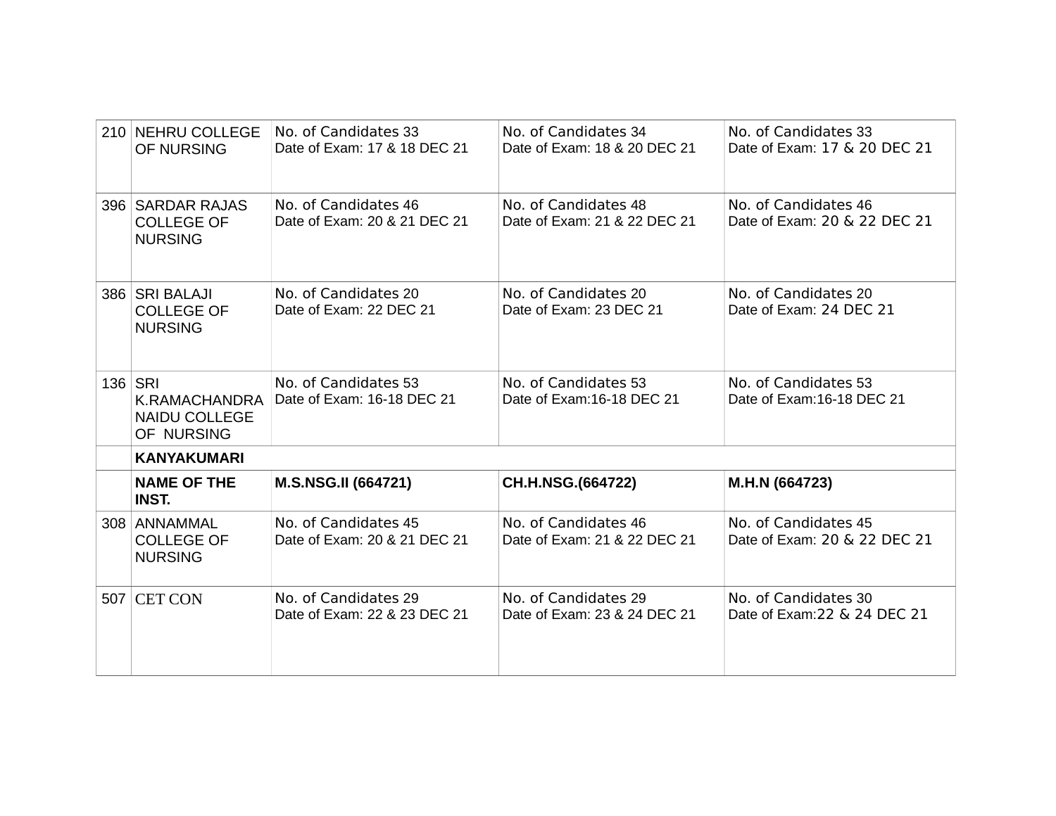| | | | | |
|---|---|---|---|---|
| 210 | NEHRU COLLEGE OF NURSING | No. of Candidates 33<br>Date of Exam: 17 & 18 DEC 21 | No. of Candidates 34<br>Date of Exam: 18 & 20 DEC 21 | No. of Candidates 33<br>Date of Exam: 17 & 20 DEC 21 |
| 396 | SARDAR RAJAS COLLEGE OF NURSING | No. of Candidates 46<br>Date of Exam: 20 & 21 DEC 21 | No. of Candidates 48<br>Date of Exam: 21 & 22 DEC 21 | No. of Candidates 46<br>Date of Exam: 20 & 22 DEC 21 |
| 386 | SRI BALAJI COLLEGE OF NURSING | No. of Candidates 20<br>Date of Exam: 22 DEC 21 | No. of Candidates 20<br>Date of Exam: 23 DEC 21 | No. of Candidates 20<br>Date of Exam: 24 DEC 21 |
| 136 | SRI K.RAMACHANDRA NAIDU COLLEGE OF NURSING | No. of Candidates 53<br>Date of Exam: 16-18 DEC 21 | No. of Candidates 53<br>Date of Exam:16-18 DEC 21 | No. of Candidates 53<br>Date of Exam:16-18 DEC 21 |
| | **KANYAKUMARI** | | | |
| | **NAME OF THE INST.** | **M.S.NSG.II (664721)** | **CH.H.NSG.(664722)** | **M.H.N (664723)** |
| 308 | ANNAMMAL COLLEGE OF NURSING | No. of Candidates 45<br>Date of Exam: 20 & 21 DEC 21 | No. of Candidates 46<br>Date of Exam: 21 & 22 DEC 21 | No. of Candidates 45<br>Date of Exam: 20 & 22 DEC 21 |
| 507 | CET CON | No. of Candidates 29<br>Date of Exam: 22 & 23 DEC 21 | No. of Candidates 29<br>Date of Exam: 23 & 24 DEC 21 | No. of Candidates 30<br>Date of Exam:22 & 24 DEC 21 |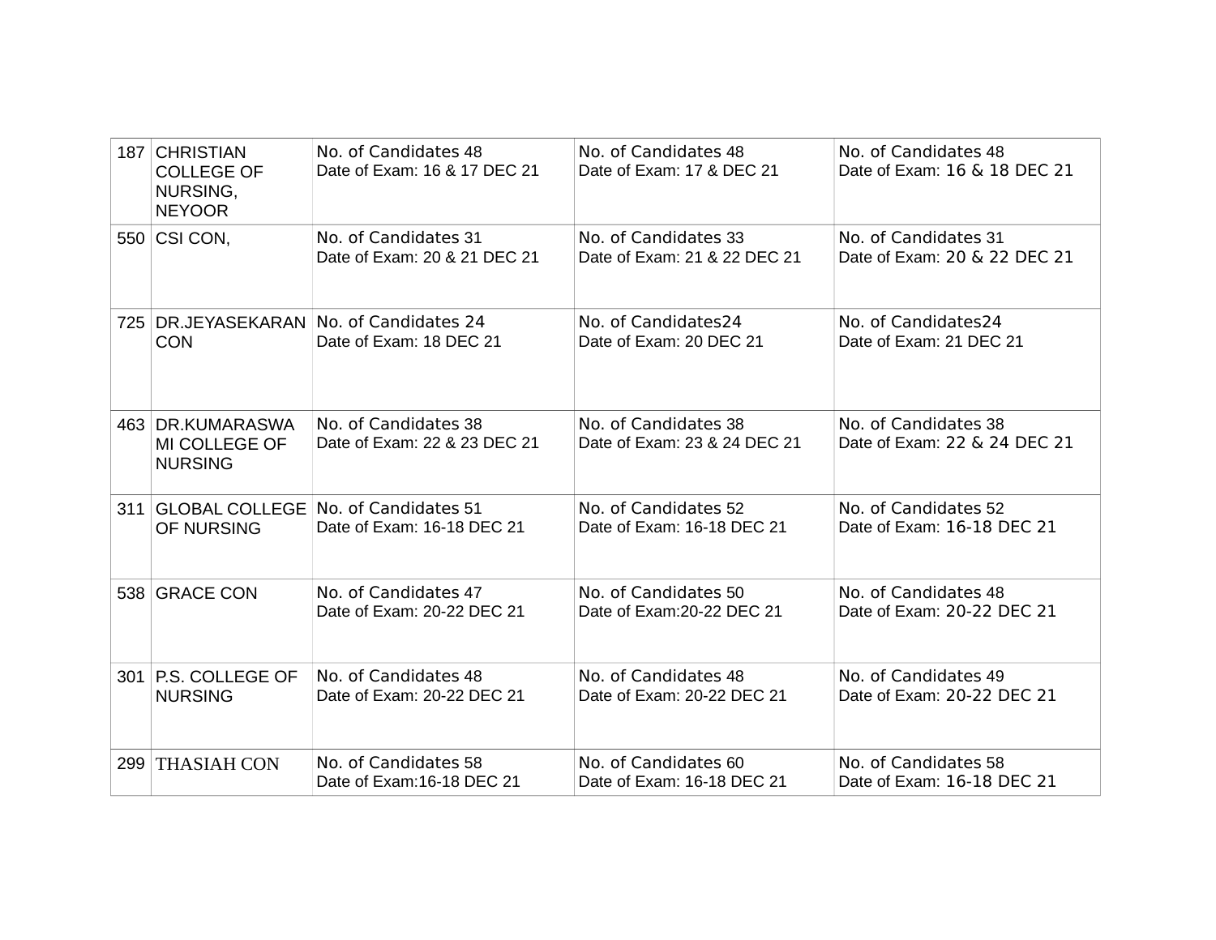| | | | | |
|---|---|---|---|---|
| 187 | CHRISTIAN COLLEGE OF NURSING, NEYOOR | No. of Candidates 48<br>Date of Exam: 16 & 17 DEC 21 | No. of Candidates 48<br>Date of Exam: 17 & DEC 21 | No. of Candidates 48<br>Date of Exam: 16 & 18 DEC 21 |
| 550 | CSI CON, | No. of Candidates 31<br>Date of Exam: 20 & 21 DEC 21 | No. of Candidates 33<br>Date of Exam: 21 & 22 DEC 21 | No. of Candidates 31<br>Date of Exam: 20 & 22 DEC 21 |
| 725 | DR.JEYASEKARAN CON | No. of Candidates 24<br>Date of Exam: 18 DEC 21 | No. of Candidates24<br>Date of Exam: 20 DEC 21 | No. of Candidates24<br>Date of Exam: 21 DEC 21 |
| 463 | DR.KUMARASWAMI COLLEGE OF NURSING | No. of Candidates 38<br>Date of Exam: 22 & 23 DEC 21 | No. of Candidates 38<br>Date of Exam: 23 & 24 DEC 21 | No. of Candidates 38<br>Date of Exam: 22 & 24 DEC 21 |
| 311 | GLOBAL COLLEGE OF NURSING | No. of Candidates 51<br>Date of Exam: 16-18 DEC 21 | No. of Candidates 52<br>Date of Exam: 16-18 DEC 21 | No. of Candidates 52<br>Date of Exam: 16-18 DEC 21 |
| 538 | GRACE CON | No. of Candidates 47<br>Date of Exam: 20-22 DEC 21 | No. of Candidates 50<br>Date of Exam:20-22 DEC 21 | No. of Candidates 48<br>Date of Exam: 20-22 DEC 21 |
| 301 | P.S. COLLEGE OF NURSING | No. of Candidates 48<br>Date of Exam: 20-22 DEC 21 | No. of Candidates 48<br>Date of Exam: 20-22 DEC 21 | No. of Candidates 49<br>Date of Exam: 20-22 DEC 21 |
| 299 | THASIAH CON | No. of Candidates 58<br>Date of Exam:16-18 DEC 21 | No. of Candidates 60<br>Date of Exam: 16-18 DEC 21 | No. of Candidates 58<br>Date of Exam: 16-18 DEC 21 |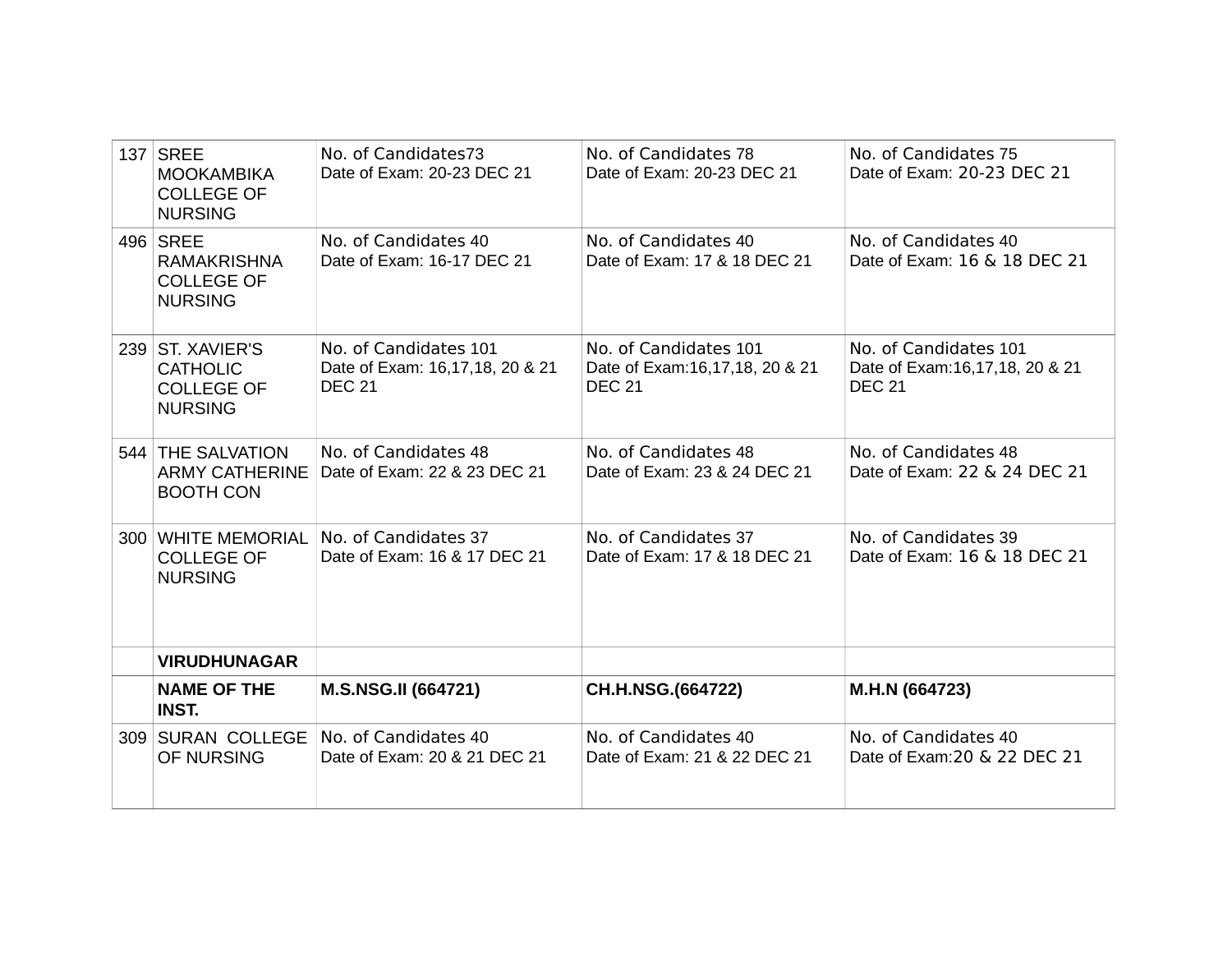| 137 | SREE MOOKAMBIKA COLLEGE OF NURSING | No. of Candidates73<br>Date of Exam: 20-23 DEC 21 | No. of Candidates 78<br>Date of Exam: 20-23 DEC 21 | No. of Candidates 75<br>Date of Exam: 20-23 DEC 21 |
|---|---|---|---|---|
| 496 | SREE RAMAKRISHNA COLLEGE OF NURSING | No. of Candidates 40<br>Date of Exam: 16-17 DEC 21 | No. of Candidates 40<br>Date of Exam: 17 & 18 DEC 21 | No. of Candidates 40<br>Date of Exam: 16 & 18 DEC 21 |
| 239 | ST. XAVIER'S CATHOLIC COLLEGE OF NURSING | No. of Candidates 101<br>Date of Exam: 16,17,18, 20 & 21 DEC 21 | No. of Candidates 101<br>Date of Exam:16,17,18, 20 & 21 DEC 21 | No. of Candidates 101<br>Date of Exam:16,17,18, 20 & 21 DEC 21 |
| 544 | THE SALVATION ARMY CATHERINE BOOTH CON | No. of Candidates 48<br>Date of Exam: 22 & 23 DEC 21 | No. of Candidates 48<br>Date of Exam: 23 & 24 DEC 21 | No. of Candidates 48<br>Date of Exam: 22 & 24 DEC 21 |
| 300 | WHITE MEMORIAL COLLEGE OF NURSING | No. of Candidates 37<br>Date of Exam: 16 & 17 DEC 21 | No. of Candidates 37<br>Date of Exam: 17 & 18 DEC 21 | No. of Candidates 39<br>Date of Exam: 16 & 18 DEC 21 |
| | **VIRUDHUNAGAR** | | | |
| | **NAME OF THE INST.** | **M.S.NSG.II (664721)** | **CH.H.NSG.(664722)** | **M.H.N (664723)** |
| 309 | SURAN COLLEGE OF NURSING | No. of Candidates 40<br>Date of Exam: 20 & 21 DEC 21 | No. of Candidates 40<br>Date of Exam: 21 & 22 DEC 21 | No. of Candidates 40<br>Date of Exam:20 & 22 DEC 21 |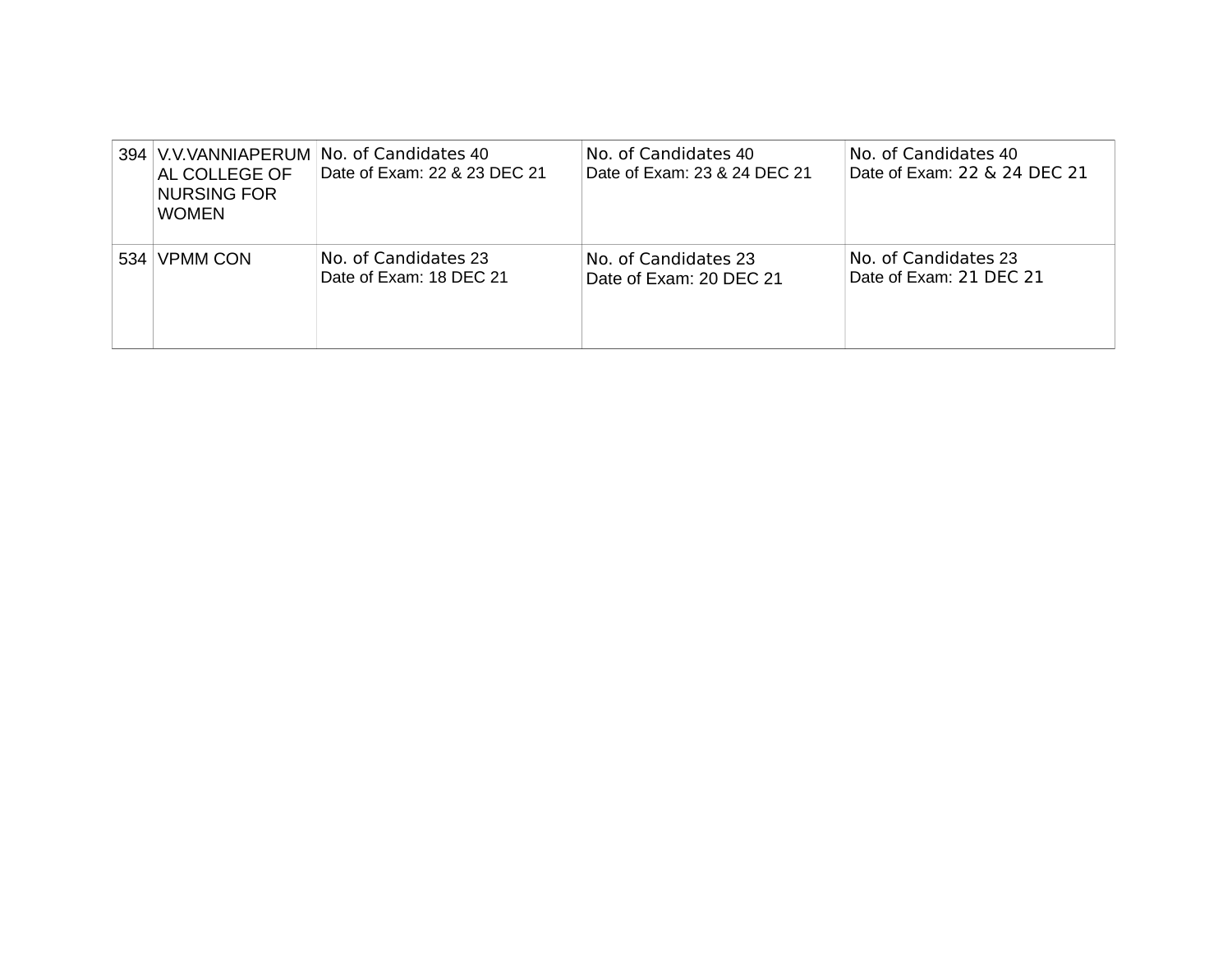| | | | | |
|---|---|---|---|---|
| 394 | V.V.VANNIAPERUMAL COLLEGE OF NURSING FOR WOMEN | No. of Candidates 40<br>Date of Exam: 22 & 23 DEC 21 | No. of Candidates 40<br>Date of Exam: 23 & 24 DEC 21 | No. of Candidates 40<br>Date of Exam: 22 & 24 DEC 21 |
| 534 | VPMM CON | No. of Candidates 23<br>Date of Exam: 18 DEC 21 | No. of Candidates 23<br>Date of Exam: 20 DEC 21 | No. of Candidates 23<br>Date of Exam: 21 DEC 21 |